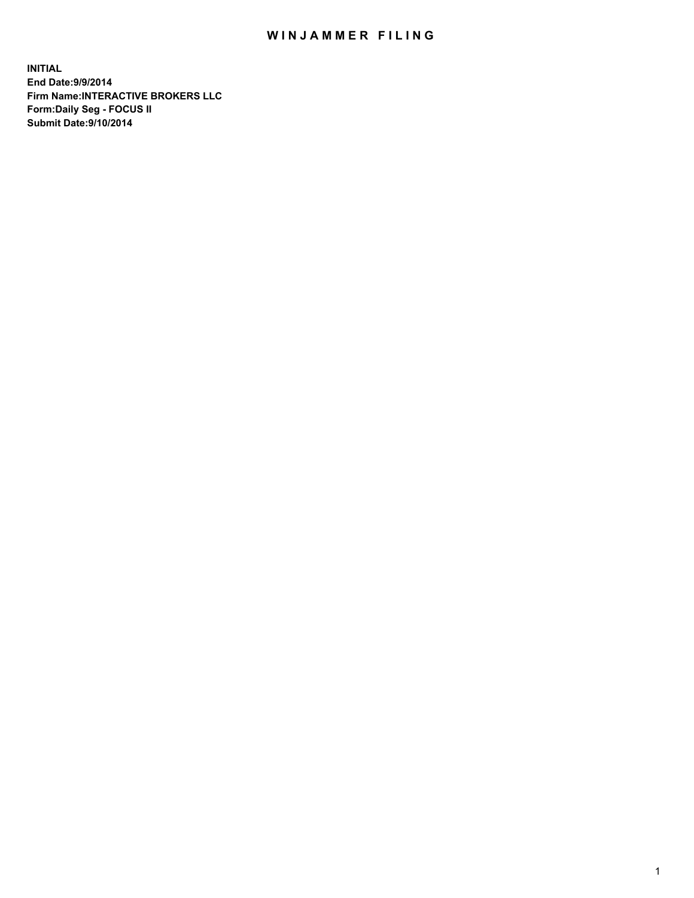# WINJAMMER FILING

**INITIAL**
**End Date:9/9/2014**
**Firm Name:INTERACTIVE BROKERS LLC**
**Form:Daily Seg - FOCUS II**
**Submit Date:9/10/2014**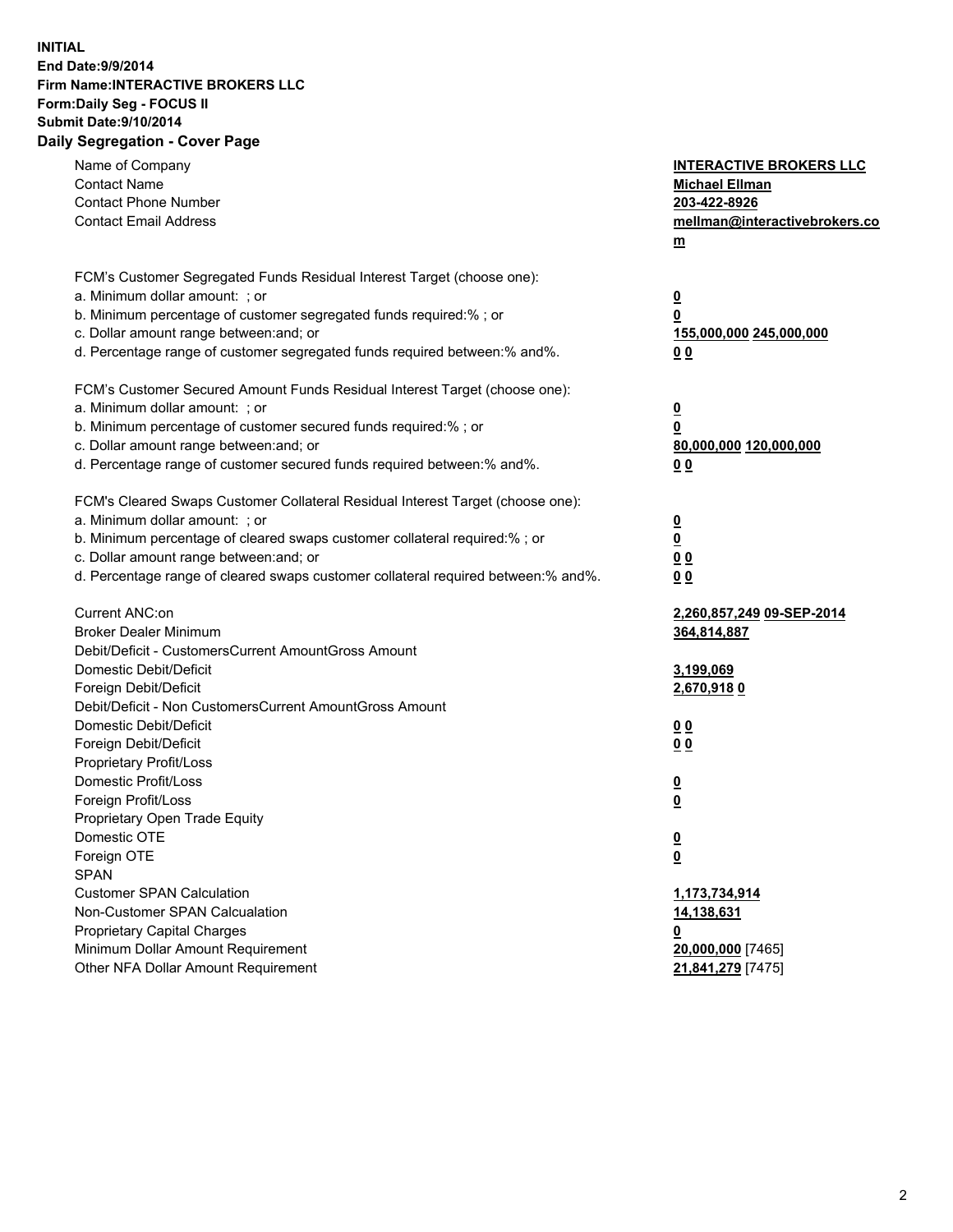**INITIAL**
**End Date:9/9/2014**
**Firm Name:INTERACTIVE BROKERS LLC**
**Form:Daily Seg - FOCUS II**
**Submit Date:9/10/2014**
**Daily Segregation - Cover Page**

| | |
|---|---|
| Name of Company | **INTERACTIVE BROKERS LLC** |
| Contact Name | **Michael Ellman** |
| Contact Phone Number | **203-422-8926** |
| Contact Email Address | **mellman@interactivebrokers.com** |
| FCM's Customer Segregated Funds Residual Interest Target (choose one): | |
| a. Minimum dollar amount: ; or | **0** |
| b. Minimum percentage of customer segregated funds required:% ; or | **0** |
| c. Dollar amount range between:and; or | **155,000,000 245,000,000** |
| d. Percentage range of customer segregated funds required between:% and%. | **0 0** |
| FCM's Customer Secured Amount Funds Residual Interest Target (choose one): | |
| a. Minimum dollar amount: ; or | **0** |
| b. Minimum percentage of customer secured funds required:% ; or | **0** |
| c. Dollar amount range between:and; or | **80,000,000 120,000,000** |
| d. Percentage range of customer secured funds required between:% and%. | **0 0** |
| FCM's Cleared Swaps Customer Collateral Residual Interest Target (choose one): | |
| a. Minimum dollar amount: ; or | **0** |
| b. Minimum percentage of cleared swaps customer collateral required:% ; or | **0** |
| c. Dollar amount range between:and; or | **0 0** |
| d. Percentage range of cleared swaps customer collateral required between:% and%. | **0 0** |
| Current ANC:on | **2,260,857,249 09-SEP-2014** |
| Broker Dealer Minimum | **364,814,887** |
| Debit/Deficit - CustomersCurrent AmountGross Amount | |
| Domestic Debit/Deficit | **3,199,069** |
| Foreign Debit/Deficit | **2,670,918 0** |
| Debit/Deficit - Non CustomersCurrent AmountGross Amount | |
| Domestic Debit/Deficit | **0 0** |
| Foreign Debit/Deficit | **0 0** |
| Proprietary Profit/Loss | |
| Domestic Profit/Loss | **0** |
| Foreign Profit/Loss | **0** |
| Proprietary Open Trade Equity | |
| Domestic OTE | **0** |
| Foreign OTE | **0** |
| SPAN | |
| Customer SPAN Calculation | **1,173,734,914** |
| Non-Customer SPAN Calcualation | **14,138,631** |
| Proprietary Capital Charges | **0** |
| Minimum Dollar Amount Requirement | **20,000,000** [7465] |
| Other NFA Dollar Amount Requirement | **21,841,279** [7475] |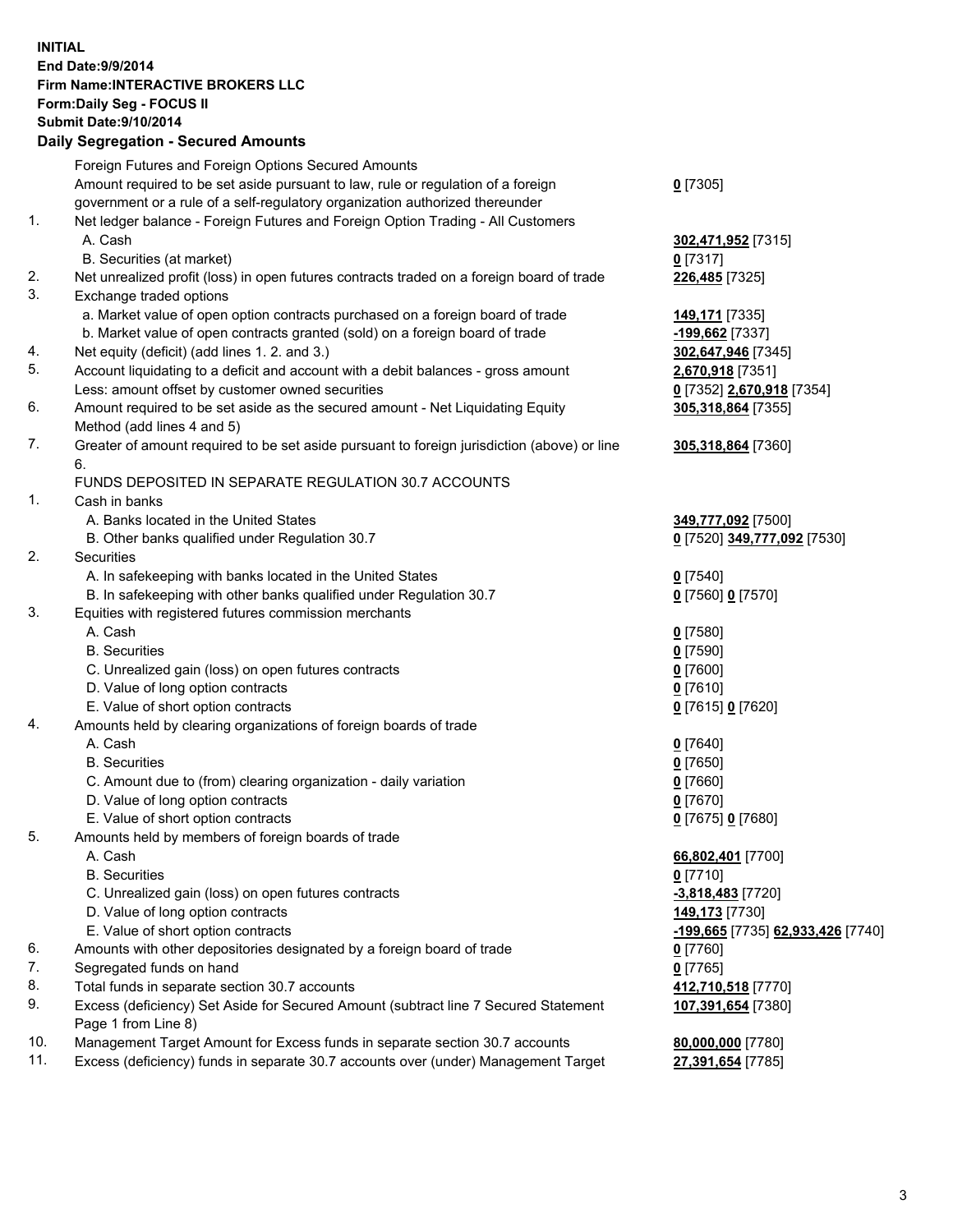**INITIAL**
**End Date:9/9/2014**
**Firm Name:INTERACTIVE BROKERS LLC**
**Form:Daily Seg - FOCUS II**
**Submit Date:9/10/2014**
**Daily Segregation - Secured Amounts**

| | | |
|---|---|---|
| | Foreign Futures and Foreign Options Secured Amounts | |
| | Amount required to be set aside pursuant to law, rule or regulation of a foreign government or a rule of a self-regulatory organization authorized thereunder | **0** [7305] |
| 1. | Net ledger balance - Foreign Futures and Foreign Option Trading - All Customers | |
| | A. Cash | **302,471,952** [7315] |
| | B. Securities (at market) | **0** [7317] |
| 2. | Net unrealized profit (loss) in open futures contracts traded on a foreign board of trade | **226,485** [7325] |
| 3. | Exchange traded options | |
| | a. Market value of open option contracts purchased on a foreign board of trade | **149,171** [7335] |
| | b. Market value of open contracts granted (sold) on a foreign board of trade | **-199,662** [7337] |
| 4. | Net equity (deficit) (add lines 1. 2. and 3.) | **302,647,946** [7345] |
| 5. | Account liquidating to a deficit and account with a debit balances - gross amount | **2,670,918** [7351] |
| | Less: amount offset by customer owned securities | **0** [7352] **2,670,918** [7354] |
| 6. | Amount required to be set aside as the secured amount - Net Liquidating Equity Method (add lines 4 and 5) | **305,318,864** [7355] |
| 7. | Greater of amount required to be set aside pursuant to foreign jurisdiction (above) or line 6. | **305,318,864** [7360] |
| | FUNDS DEPOSITED IN SEPARATE REGULATION 30.7 ACCOUNTS | |
| 1. | Cash in banks | |
| | A. Banks located in the United States | **349,777,092** [7500] |
| | B. Other banks qualified under Regulation 30.7 | **0** [7520] **349,777,092** [7530] |
| 2. | Securities | |
| | A. In safekeeping with banks located in the United States | **0** [7540] |
| | B. In safekeeping with other banks qualified under Regulation 30.7 | **0** [7560] **0** [7570] |
| 3. | Equities with registered futures commission merchants | |
| | A. Cash | **0** [7580] |
| | B. Securities | **0** [7590] |
| | C. Unrealized gain (loss) on open futures contracts | **0** [7600] |
| | D. Value of long option contracts | **0** [7610] |
| | E. Value of short option contracts | **0** [7615] **0** [7620] |
| 4. | Amounts held by clearing organizations of foreign boards of trade | |
| | A. Cash | **0** [7640] |
| | B. Securities | **0** [7650] |
| | C. Amount due to (from) clearing organization - daily variation | **0** [7660] |
| | D. Value of long option contracts | **0** [7670] |
| | E. Value of short option contracts | **0** [7675] **0** [7680] |
| 5. | Amounts held by members of foreign boards of trade | |
| | A. Cash | **66,802,401** [7700] |
| | B. Securities | **0** [7710] |
| | C. Unrealized gain (loss) on open futures contracts | **-3,818,483** [7720] |
| | D. Value of long option contracts | **149,173** [7730] |
| | E. Value of short option contracts | **-199,665** [7735] **62,933,426** [7740] |
| 6. | Amounts with other depositories designated by a foreign board of trade | **0** [7760] |
| 7. | Segregated funds on hand | **0** [7765] |
| 8. | Total funds in separate section 30.7 accounts | **412,710,518** [7770] |
| 9. | Excess (deficiency) Set Aside for Secured Amount (subtract line 7 Secured Statement Page 1 from Line 8) | **107,391,654** [7380] |
| 10. | Management Target Amount for Excess funds in separate section 30.7 accounts | **80,000,000** [7780] |
| 11. | Excess (deficiency) funds in separate 30.7 accounts over (under) Management Target | **27,391,654** [7785] |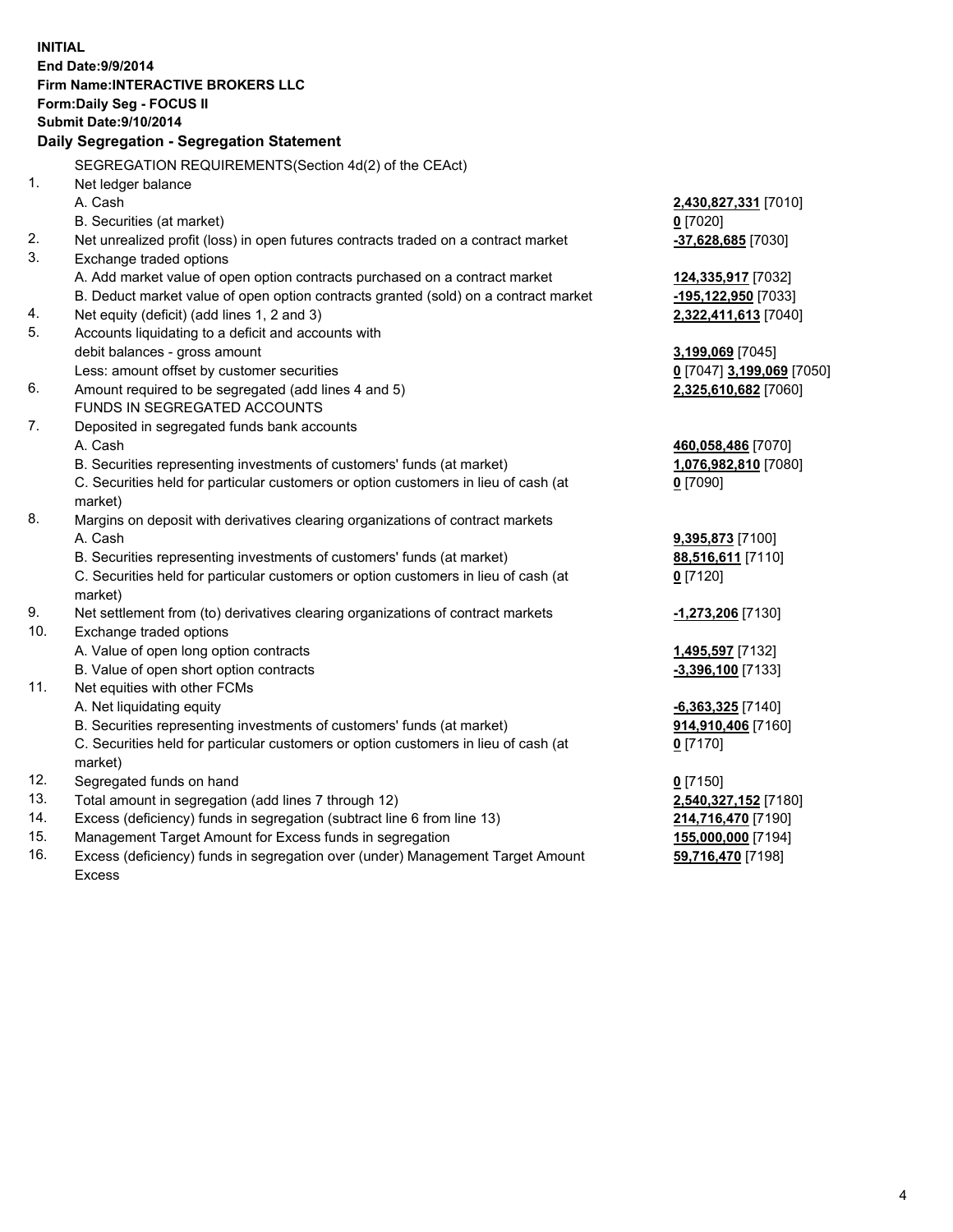**INITIAL**
**End Date:9/9/2014**
**Firm Name:INTERACTIVE BROKERS LLC**
**Form:Daily Seg - FOCUS II**
**Submit Date:9/10/2014**

## Daily Segregation - Segregation Statement

SEGREGATION REQUIREMENTS(Section 4d(2) of the CEAct)

| | | |
|---|---|---|
| 1. | Net ledger balance | |
| | A. Cash | **2,430,827,331** [7010] |
| | B. Securities (at market) | **0** [7020] |
| 2. | Net unrealized profit (loss) in open futures contracts traded on a contract market | **-37,628,685** [7030] |
| 3. | Exchange traded options | |
| | A. Add market value of open option contracts purchased on a contract market | **124,335,917** [7032] |
| | B. Deduct market value of open option contracts granted (sold) on a contract market | **-195,122,950** [7033] |
| 4. | Net equity (deficit) (add lines 1, 2 and 3) | **2,322,411,613** [7040] |
| 5. | Accounts liquidating to a deficit and accounts with debit balances - gross amount | **3,199,069** [7045] |
| | Less: amount offset by customer securities | **0** [7047] **3,199,069** [7050] |
| 6. | Amount required to be segregated (add lines 4 and 5) | **2,325,610,682** [7060] |
| | FUNDS IN SEGREGATED ACCOUNTS | |
| 7. | Deposited in segregated funds bank accounts | |
| | A. Cash | **460,058,486** [7070] |
| | B. Securities representing investments of customers' funds (at market) | **1,076,982,810** [7080] |
| | C. Securities held for particular customers or option customers in lieu of cash (at market) | **0** [7090] |
| 8. | Margins on deposit with derivatives clearing organizations of contract markets | |
| | A. Cash | **9,395,873** [7100] |
| | B. Securities representing investments of customers' funds (at market) | **88,516,611** [7110] |
| | C. Securities held for particular customers or option customers in lieu of cash (at market) | **0** [7120] |
| 9. | Net settlement from (to) derivatives clearing organizations of contract markets | **-1,273,206** [7130] |
| 10. | Exchange traded options | |
| | A. Value of open long option contracts | **1,495,597** [7132] |
| | B. Value of open short option contracts | **-3,396,100** [7133] |
| 11. | Net equities with other FCMs | |
| | A. Net liquidating equity | **-6,363,325** [7140] |
| | B. Securities representing investments of customers' funds (at market) | **914,910,406** [7160] |
| | C. Securities held for particular customers or option customers in lieu of cash (at market) | **0** [7170] |
| 12. | Segregated funds on hand | **0** [7150] |
| 13. | Total amount in segregation (add lines 7 through 12) | **2,540,327,152** [7180] |
| 14. | Excess (deficiency) funds in segregation (subtract line 6 from line 13) | **214,716,470** [7190] |
| 15. | Management Target Amount for Excess funds in segregation | **155,000,000** [7194] |
| 16. | Excess (deficiency) funds in segregation over (under) Management Target Amount Excess | **59,716,470** [7198] |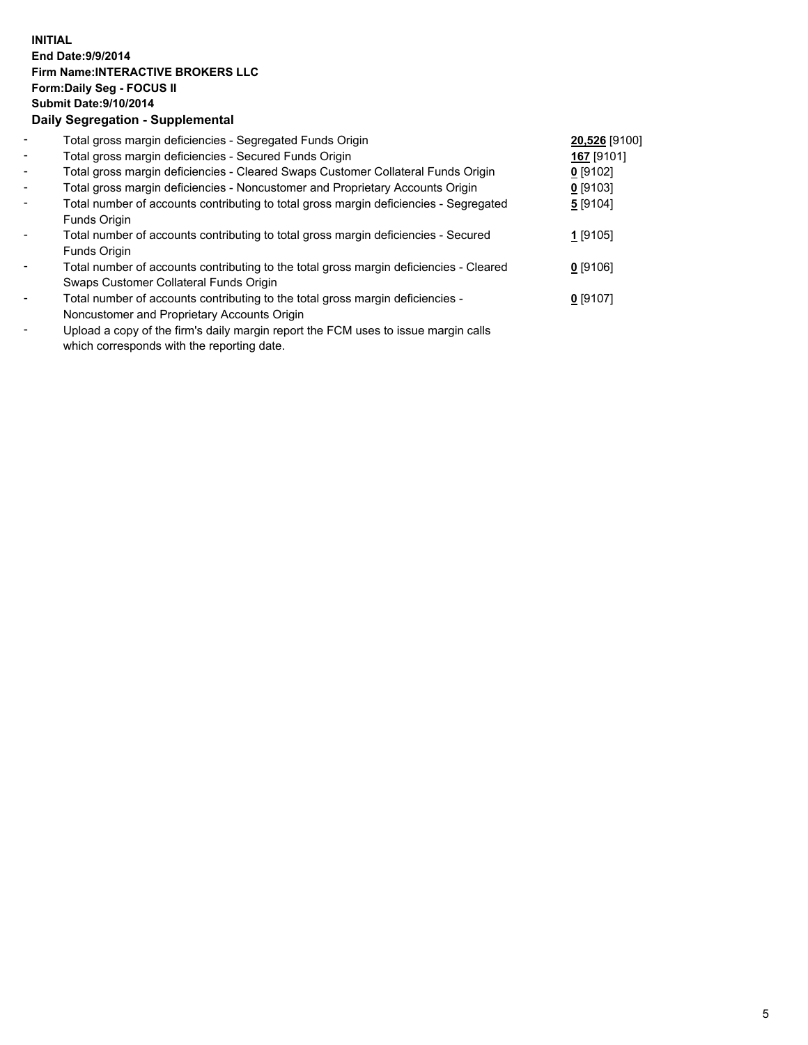**INITIAL**
**End Date:9/9/2014**
**Firm Name:INTERACTIVE BROKERS LLC**
**Form:Daily Seg - FOCUS II**
**Submit Date:9/10/2014**
**Daily Segregation - Supplemental**

- Total gross margin deficiencies - Segregated Funds Origin **20,526** [9100]
- Total gross margin deficiencies - Secured Funds Origin **167** [9101]
- Total gross margin deficiencies - Cleared Swaps Customer Collateral Funds Origin **0** [9102]
- Total gross margin deficiencies - Noncustomer and Proprietary Accounts Origin **0** [9103]
- Total number of accounts contributing to total gross margin deficiencies - Segregated Funds Origin **5** [9104]
- Total number of accounts contributing to total gross margin deficiencies - Secured Funds Origin **1** [9105]
- Total number of accounts contributing to the total gross margin deficiencies - Cleared Swaps Customer Collateral Funds Origin **0** [9106]
- Total number of accounts contributing to the total gross margin deficiencies - Noncustomer and Proprietary Accounts Origin **0** [9107]
- Upload a copy of the firm's daily margin report the FCM uses to issue margin calls which corresponds with the reporting date.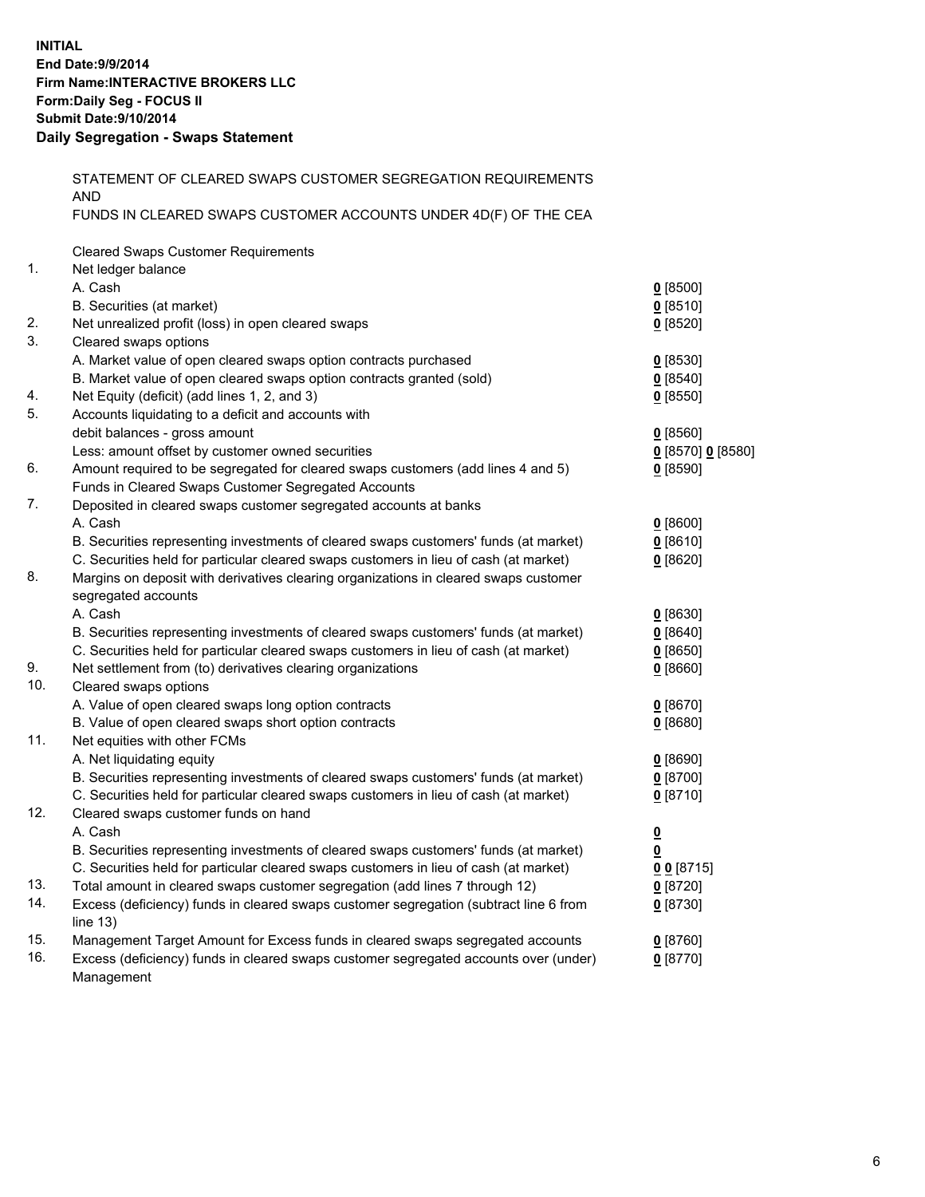**INITIAL**
**End Date:9/9/2014**
**Firm Name:INTERACTIVE BROKERS LLC**
**Form:Daily Seg - FOCUS II**
**Submit Date:9/10/2014**
**Daily Segregation - Swaps Statement**

STATEMENT OF CLEARED SWAPS CUSTOMER SEGREGATION REQUIREMENTS AND FUNDS IN CLEARED SWAPS CUSTOMER ACCOUNTS UNDER 4D(F) OF THE CEA

| | | |
|---|---|---|
| | Cleared Swaps Customer Requirements | |
| 1. | Net ledger balance | |
| | A. Cash | 0 [8500] |
| | B. Securities (at market) | 0 [8510] |
| 2. | Net unrealized profit (loss) in open cleared swaps | 0 [8520] |
| 3. | Cleared swaps options | |
| | A. Market value of open cleared swaps option contracts purchased | 0 [8530] |
| | B. Market value of open cleared swaps option contracts granted (sold) | 0 [8540] |
| 4. | Net Equity (deficit) (add lines 1, 2, and 3) | 0 [8550] |
| 5. | Accounts liquidating to a deficit and accounts with debit balances - gross amount | 0 [8560] |
| | Less: amount offset by customer owned securities | 0 [8570] 0 [8580] |
| 6. | Amount required to be segregated for cleared swaps customers (add lines 4 and 5) | 0 [8590] |
| | Funds in Cleared Swaps Customer Segregated Accounts | |
| 7. | Deposited in cleared swaps customer segregated accounts at banks | |
| | A. Cash | 0 [8600] |
| | B. Securities representing investments of cleared swaps customers' funds (at market) | 0 [8610] |
| | C. Securities held for particular cleared swaps customers in lieu of cash (at market) | 0 [8620] |
| 8. | Margins on deposit with derivatives clearing organizations in cleared swaps customer segregated accounts | |
| | A. Cash | 0 [8630] |
| | B. Securities representing investments of cleared swaps customers' funds (at market) | 0 [8640] |
| | C. Securities held for particular cleared swaps customers in lieu of cash (at market) | 0 [8650] |
| 9. | Net settlement from (to) derivatives clearing organizations | 0 [8660] |
| 10. | Cleared swaps options | |
| | A. Value of open cleared swaps long option contracts | 0 [8670] |
| | B. Value of open cleared swaps short option contracts | 0 [8680] |
| 11. | Net equities with other FCMs | |
| | A. Net liquidating equity | 0 [8690] |
| | B. Securities representing investments of cleared swaps customers' funds (at market) | 0 [8700] |
| | C. Securities held for particular cleared swaps customers in lieu of cash (at market) | 0 [8710] |
| 12. | Cleared swaps customer funds on hand | |
| | A. Cash | 0 |
| | B. Securities representing investments of cleared swaps customers' funds (at market) | 0 |
| | C. Securities held for particular cleared swaps customers in lieu of cash (at market) | 0 0 [8715] |
| 13. | Total amount in cleared swaps customer segregation (add lines 7 through 12) | 0 [8720] |
| 14. | Excess (deficiency) funds in cleared swaps customer segregation (subtract line 6 from line 13) | 0 [8730] |
| 15. | Management Target Amount for Excess funds in cleared swaps segregated accounts | 0 [8760] |
| 16. | Excess (deficiency) funds in cleared swaps customer segregated accounts over (under) Management | 0 [8770] |